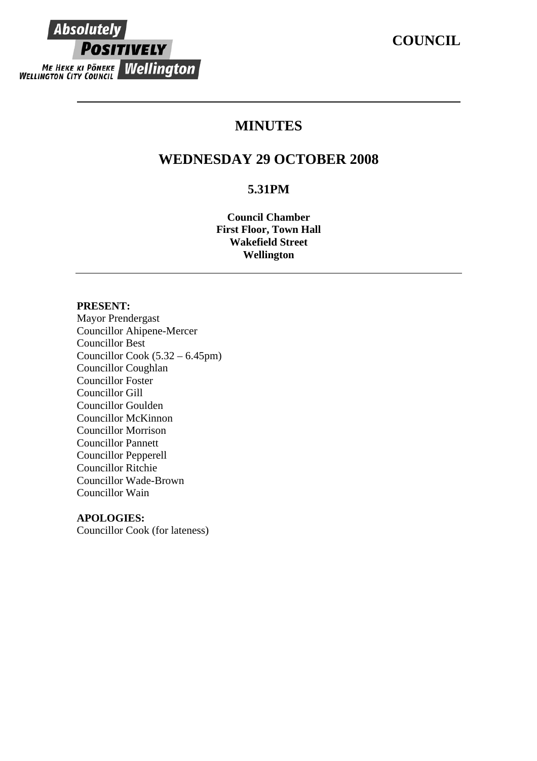Absolutely POSITIVELY Wellington

ME HEKE KI PŌNEKE
WELLINGTON CITY COUNCIL

**COUNCIL**

# MINUTES

## WEDNESDAY 29 OCTOBER 2008

### 5.31PM

**Council Chamber**
**First Floor, Town Hall**
**Wakefield Street**
**Wellington**

**PRESENT:**
Mayor Prendergast
Councillor Ahipene-Mercer
Councillor Best
Councillor Cook (5.32 – 6.45pm)
Councillor Coughlan
Councillor Foster
Councillor Gill
Councillor Goulden
Councillor McKinnon
Councillor Morrison
Councillor Pannett
Councillor Pepperell
Councillor Ritchie
Councillor Wade-Brown
Councillor Wain

**APOLOGIES:**
Councillor Cook (for lateness)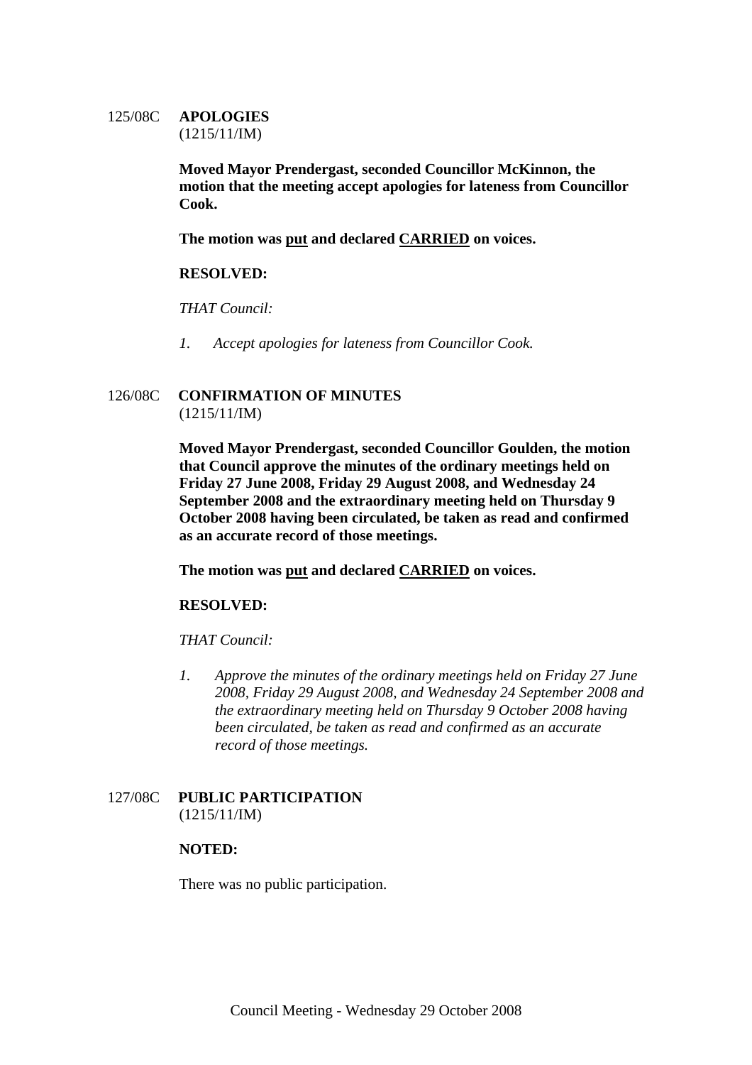125/08C **APOLOGIES**
(1215/11/IM)

**Moved Mayor Prendergast, seconded Councillor McKinnon, the motion that the meeting accept apologies for lateness from Councillor Cook.**

**The motion was put and declared CARRIED on voices.**

**RESOLVED:**

*THAT Council:*

1. *Accept apologies for lateness from Councillor Cook.*

126/08C **CONFIRMATION OF MINUTES**
(1215/11/IM)

**Moved Mayor Prendergast, seconded Councillor Goulden, the motion that Council approve the minutes of the ordinary meetings held on Friday 27 June 2008, Friday 29 August 2008, and Wednesday 24 September 2008 and the extraordinary meeting held on Thursday 9 October 2008 having been circulated, be taken as read and confirmed as an accurate record of those meetings.**

**The motion was put and declared CARRIED on voices.**

**RESOLVED:**

*THAT Council:*

1. *Approve the minutes of the ordinary meetings held on Friday 27 June 2008, Friday 29 August 2008, and Wednesday 24 September 2008 and the extraordinary meeting held on Thursday 9 October 2008 having been circulated, be taken as read and confirmed as an accurate record of those meetings.*

127/08C **PUBLIC PARTICIPATION**
(1215/11/IM)

**NOTED:**

There was no public participation.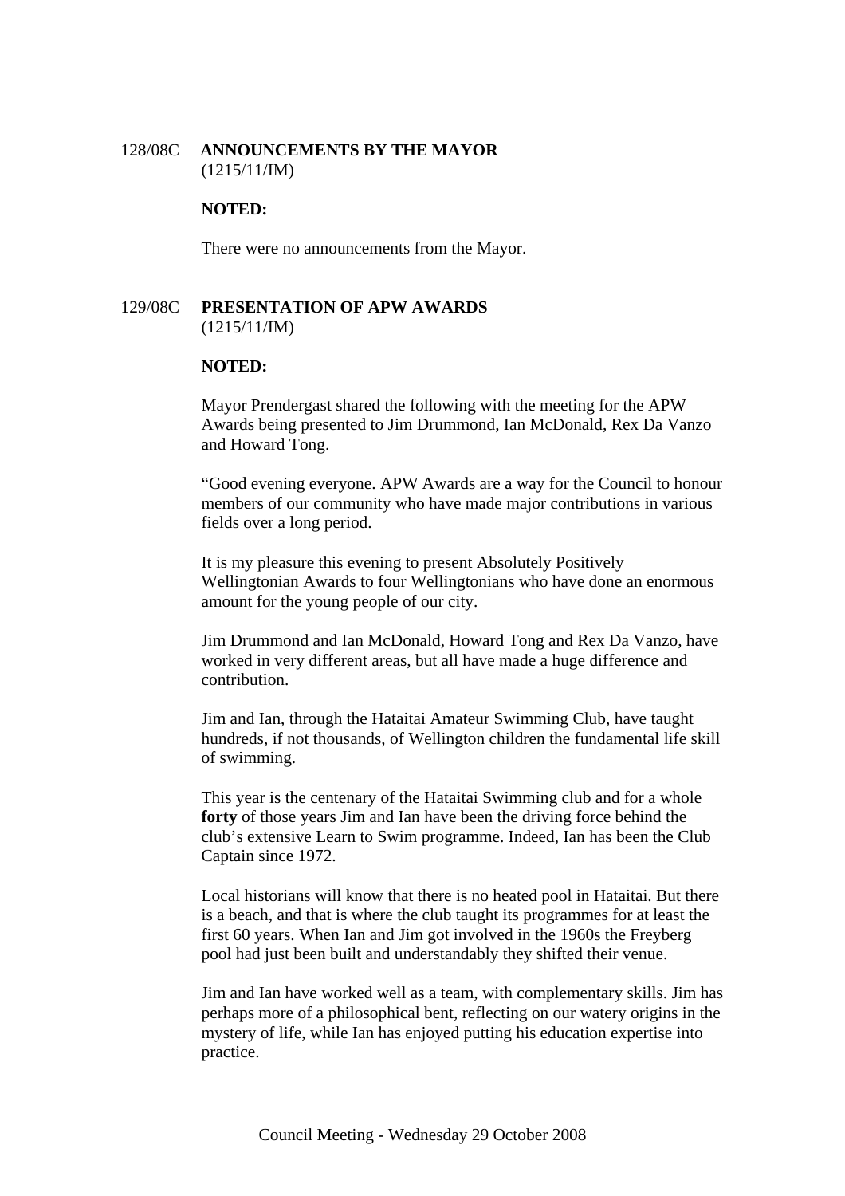128/08C **ANNOUNCEMENTS BY THE MAYOR**
(1215/11/IM)

**NOTED:**

There were no announcements from the Mayor.

129/08C **PRESENTATION OF APW AWARDS**
(1215/11/IM)

**NOTED:**

Mayor Prendergast shared the following with the meeting for the APW Awards being presented to Jim Drummond, Ian McDonald, Rex Da Vanzo and Howard Tong.

"Good evening everyone. APW Awards are a way for the Council to honour members of our community who have made major contributions in various fields over a long period.

It is my pleasure this evening to present Absolutely Positively Wellingtonian Awards to four Wellingtonians who have done an enormous amount for the young people of our city.

Jim Drummond and Ian McDonald, Howard Tong and Rex Da Vanzo, have worked in very different areas, but all have made a huge difference and contribution.

Jim and Ian, through the Hataitai Amateur Swimming Club, have taught hundreds, if not thousands, of Wellington children the fundamental life skill of swimming.

This year is the centenary of the Hataitai Swimming club and for a whole **forty** of those years Jim and Ian have been the driving force behind the club's extensive Learn to Swim programme. Indeed, Ian has been the Club Captain since 1972.

Local historians will know that there is no heated pool in Hataitai. But there is a beach, and that is where the club taught its programmes for at least the first 60 years. When Ian and Jim got involved in the 1960s the Freyberg pool had just been built and understandably they shifted their venue.

Jim and Ian have worked well as a team, with complementary skills. Jim has perhaps more of a philosophical bent, reflecting on our watery origins in the mystery of life, while Ian has enjoyed putting his education expertise into practice.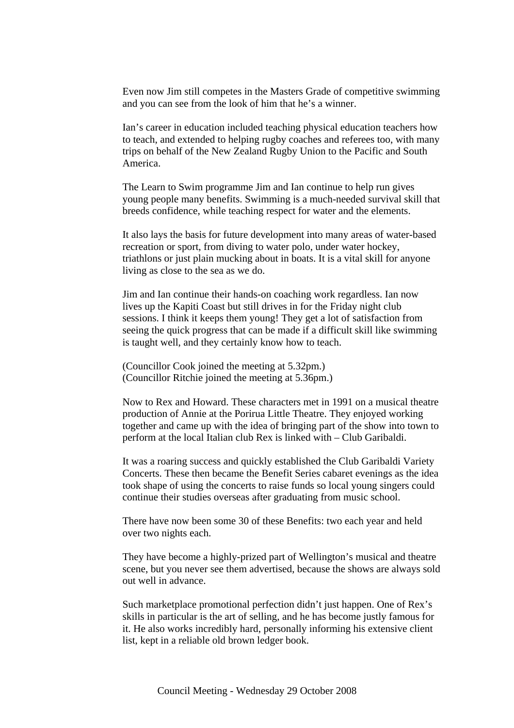Even now Jim still competes in the Masters Grade of competitive swimming and you can see from the look of him that he's a winner.

Ian's career in education included teaching physical education teachers how to teach, and extended to helping rugby coaches and referees too, with many trips on behalf of the New Zealand Rugby Union to the Pacific and South America.

The Learn to Swim programme Jim and Ian continue to help run gives young people many benefits. Swimming is a much-needed survival skill that breeds confidence, while teaching respect for water and the elements.

It also lays the basis for future development into many areas of water-based recreation or sport, from diving to water polo, under water hockey, triathlons or just plain mucking about in boats. It is a vital skill for anyone living as close to the sea as we do.

Jim and Ian continue their hands-on coaching work regardless. Ian now lives up the Kapiti Coast but still drives in for the Friday night club sessions. I think it keeps them young! They get a lot of satisfaction from seeing the quick progress that can be made if a difficult skill like swimming is taught well, and they certainly know how to teach.

(Councillor Cook joined the meeting at 5.32pm.)
(Councillor Ritchie joined the meeting at 5.36pm.)

Now to Rex and Howard. These characters met in 1991 on a musical theatre production of Annie at the Porirua Little Theatre. They enjoyed working together and came up with the idea of bringing part of the show into town to perform at the local Italian club Rex is linked with – Club Garibaldi.

It was a roaring success and quickly established the Club Garibaldi Variety Concerts. These then became the Benefit Series cabaret evenings as the idea took shape of using the concerts to raise funds so local young singers could continue their studies overseas after graduating from music school.

There have now been some 30 of these Benefits: two each year and held over two nights each.

They have become a highly-prized part of Wellington's musical and theatre scene, but you never see them advertised, because the shows are always sold out well in advance.

Such marketplace promotional perfection didn't just happen. One of Rex's skills in particular is the art of selling, and he has become justly famous for it. He also works incredibly hard, personally informing his extensive client list, kept in a reliable old brown ledger book.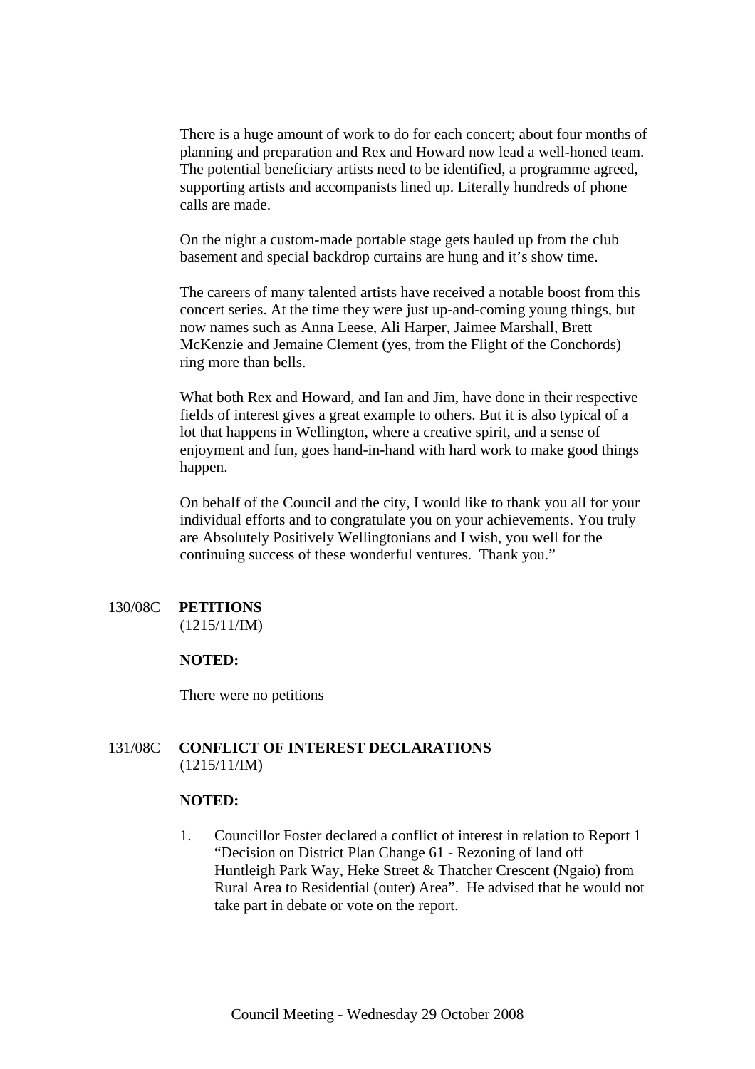There is a huge amount of work to do for each concert; about four months of planning and preparation and Rex and Howard now lead a well-honed team. The potential beneficiary artists need to be identified, a programme agreed, supporting artists and accompanists lined up. Literally hundreds of phone calls are made.

On the night a custom-made portable stage gets hauled up from the club basement and special backdrop curtains are hung and it's show time.

The careers of many talented artists have received a notable boost from this concert series. At the time they were just up-and-coming young things, but now names such as Anna Leese, Ali Harper, Jaimee Marshall, Brett McKenzie and Jemaine Clement (yes, from the Flight of the Conchords) ring more than bells.

What both Rex and Howard, and Ian and Jim, have done in their respective fields of interest gives a great example to others. But it is also typical of a lot that happens in Wellington, where a creative spirit, and a sense of enjoyment and fun, goes hand-in-hand with hard work to make good things happen.

On behalf of the Council and the city, I would like to thank you all for your individual efforts and to congratulate you on your achievements. You truly are Absolutely Positively Wellingtonians and I wish, you well for the continuing success of these wonderful ventures. Thank you."

130/08C **PETITIONS**
(1215/11/IM)

**NOTED:**

There were no petitions

131/08C **CONFLICT OF INTEREST DECLARATIONS**
(1215/11/IM)

**NOTED:**

1. Councillor Foster declared a conflict of interest in relation to Report 1 "Decision on District Plan Change 61 - Rezoning of land off Huntleigh Park Way, Heke Street & Thatcher Crescent (Ngaio) from Rural Area to Residential (outer) Area". He advised that he would not take part in debate or vote on the report.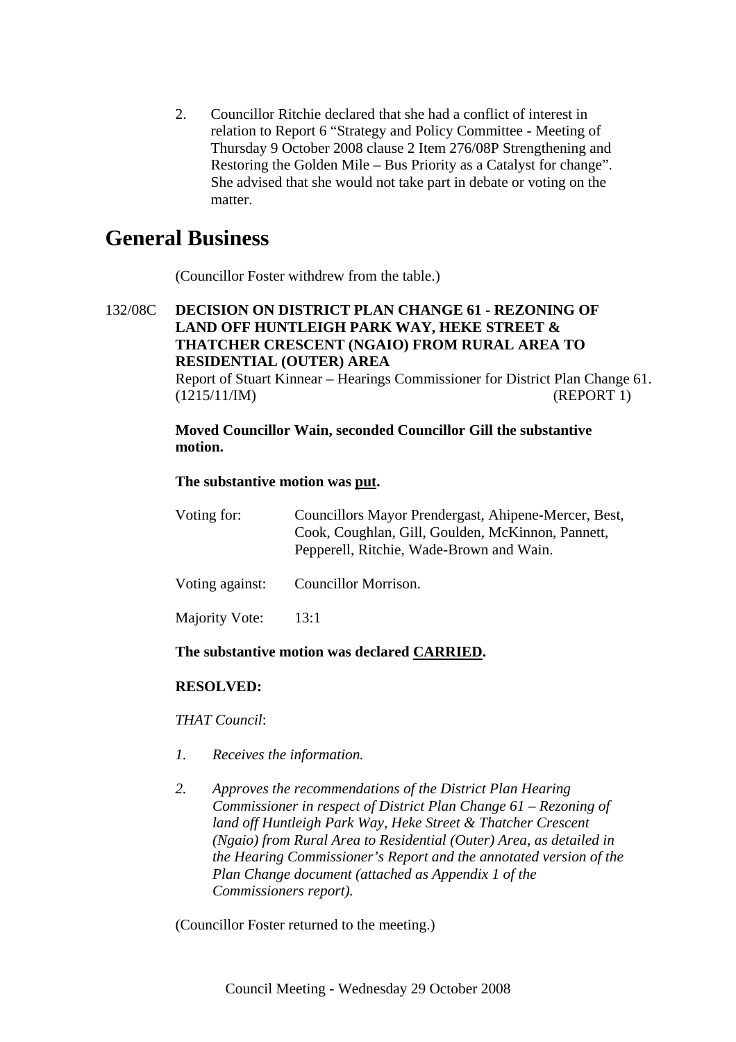2. Councillor Ritchie declared that she had a conflict of interest in relation to Report 6 "Strategy and Policy Committee - Meeting of Thursday 9 October 2008 clause 2 Item 276/08P Strengthening and Restoring the Golden Mile – Bus Priority as a Catalyst for change". She advised that she would not take part in debate or voting on the matter.

# General Business

(Councillor Foster withdrew from the table.)

132/08C **DECISION ON DISTRICT PLAN CHANGE 61 - REZONING OF LAND OFF HUNTLEIGH PARK WAY, HEKE STREET & THATCHER CRESCENT (NGAIO) FROM RURAL AREA TO RESIDENTIAL (OUTER) AREA**

Report of Stuart Kinnear – Hearings Commissioner for District Plan Change 61.
(1215/11/IM) (REPORT 1)

**Moved Councillor Wain, seconded Councillor Gill the substantive motion.**

**The substantive motion was put.**

| | |
|---|---|
| Voting for: | Councillors Mayor Prendergast, Ahipene-Mercer, Best, Cook, Coughlan, Gill, Goulden, McKinnon, Pannett, Pepperell, Ritchie, Wade-Brown and Wain. |
| Voting against: | Councillor Morrison. |
| Majority Vote: | 13:1 |

**The substantive motion was declared CARRIED.**

**RESOLVED:**

*THAT Council*:

1. *Receives the information.*

2. *Approves the recommendations of the District Plan Hearing Commissioner in respect of District Plan Change 61 – Rezoning of land off Huntleigh Park Way, Heke Street & Thatcher Crescent (Ngaio) from Rural Area to Residential (Outer) Area, as detailed in the Hearing Commissioner's Report and the annotated version of the Plan Change document (attached as Appendix 1 of the Commissioners report).*

(Councillor Foster returned to the meeting.)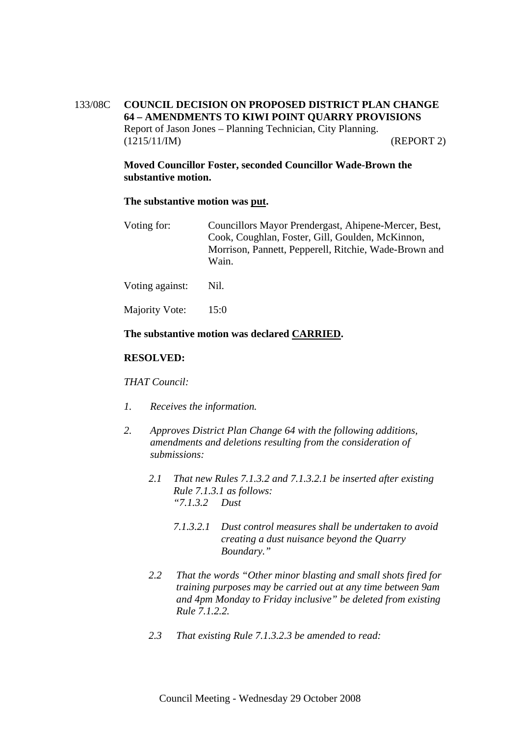133/08C **COUNCIL DECISION ON PROPOSED DISTRICT PLAN CHANGE 64 – AMENDMENTS TO KIWI POINT QUARRY PROVISIONS**
Report of Jason Jones – Planning Technician, City Planning.
(1215/11/IM) (REPORT 2)

**Moved Councillor Foster, seconded Councillor Wade-Brown the substantive motion.**

**The substantive motion was put.**

| | |
|---|---|
| Voting for: | Councillors Mayor Prendergast, Ahipene-Mercer, Best, Cook, Coughlan, Foster, Gill, Goulden, McKinnon, Morrison, Pannett, Pepperell, Ritchie, Wade-Brown and Wain. |
| Voting against: | Nil. |
| Majority Vote: | 15:0 |

**The substantive motion was declared CARRIED.**

**RESOLVED:**

*THAT Council:*

1. *Receives the information.*

2. *Approves District Plan Change 64 with the following additions, amendments and deletions resulting from the consideration of submissions:*

   2.1 *That new Rules 7.1.3.2 and 7.1.3.2.1 be inserted after existing Rule 7.1.3.1 as follows:*
   *"7.1.3.2 Dust*

   *7.1.3.2.1 Dust control measures shall be undertaken to avoid creating a dust nuisance beyond the Quarry Boundary."*

   2.2 *That the words "Other minor blasting and small shots fired for training purposes may be carried out at any time between 9am and 4pm Monday to Friday inclusive" be deleted from existing Rule 7.1.2.2.*

   2.3 *That existing Rule 7.1.3.2.3 be amended to read:*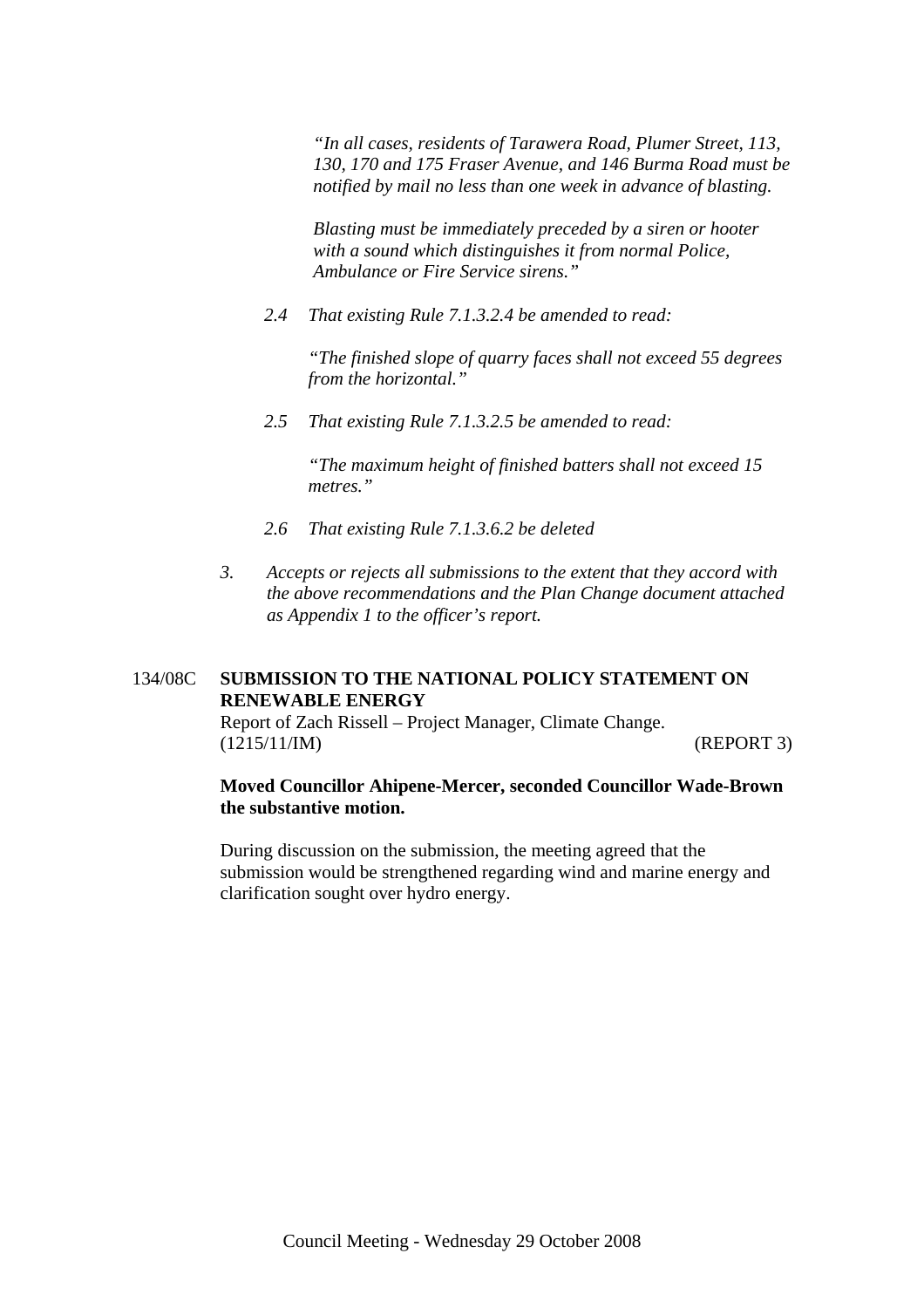*"In all cases, residents of Tarawera Road, Plumer Street, 113, 130, 170 and 175 Fraser Avenue, and 146 Burma Road must be notified by mail no less than one week in advance of blasting.*

*Blasting must be immediately preceded by a siren or hooter with a sound which distinguishes it from normal Police, Ambulance or Fire Service sirens."*

*2.4 That existing Rule 7.1.3.2.4 be amended to read:*

*"The finished slope of quarry faces shall not exceed 55 degrees from the horizontal."*

*2.5 That existing Rule 7.1.3.2.5 be amended to read:*

*"The maximum height of finished batters shall not exceed 15 metres."*

*2.6 That existing Rule 7.1.3.6.2 be deleted*

*3. Accepts or rejects all submissions to the extent that they accord with the above recommendations and the Plan Change document attached as Appendix 1 to the officer's report.*

134/08C **SUBMISSION TO THE NATIONAL POLICY STATEMENT ON RENEWABLE ENERGY**

Report of Zach Rissell – Project Manager, Climate Change.
(1215/11/IM) (REPORT 3)

**Moved Councillor Ahipene-Mercer, seconded Councillor Wade-Brown the substantive motion.**

During discussion on the submission, the meeting agreed that the submission would be strengthened regarding wind and marine energy and clarification sought over hydro energy.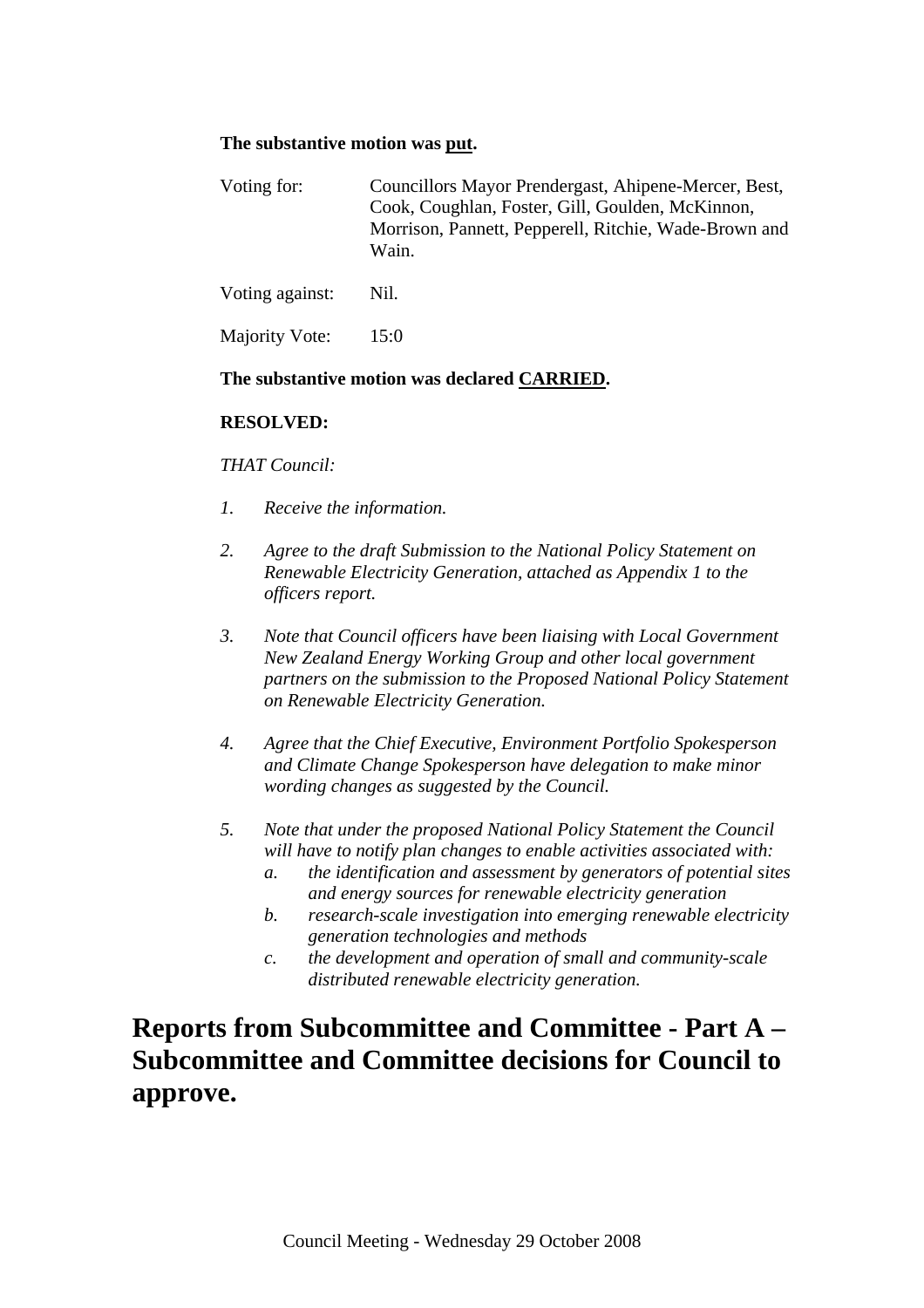**The substantive motion was <u>put</u>.**

| | |
|---|---|
| Voting for: | Councillors Mayor Prendergast, Ahipene-Mercer, Best, Cook, Coughlan, Foster, Gill, Goulden, McKinnon, Morrison, Pannett, Pepperell, Ritchie, Wade-Brown and Wain. |
| Voting against: | Nil. |
| Majority Vote: | 15:0 |

**The substantive motion was declared <u>CARRIED</u>.**

**RESOLVED:**

*THAT Council:*

1. *Receive the information.*
2. *Agree to the draft Submission to the National Policy Statement on Renewable Electricity Generation, attached as Appendix 1 to the officers report.*
3. *Note that Council officers have been liaising with Local Government New Zealand Energy Working Group and other local government partners on the submission to the Proposed National Policy Statement on Renewable Electricity Generation.*
4. *Agree that the Chief Executive, Environment Portfolio Spokesperson and Climate Change Spokesperson have delegation to make minor wording changes as suggested by the Council.*
5. *Note that under the proposed National Policy Statement the Council will have to notify plan changes to enable activities associated with:*
   a. *the identification and assessment by generators of potential sites and energy sources for renewable electricity generation*
   b. *research-scale investigation into emerging renewable electricity generation technologies and methods*
   c. *the development and operation of small and community-scale distributed renewable electricity generation.*

# Reports from Subcommittee and Committee - Part A – Subcommittee and Committee decisions for Council to approve.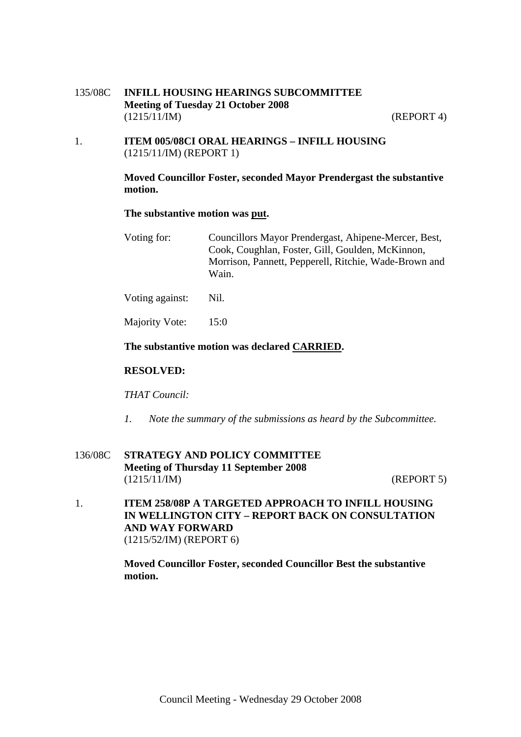135/08C **INFILL HOUSING HEARINGS SUBCOMMITTEE**
**Meeting of Tuesday 21 October 2008**
(1215/11/IM) (REPORT 4)

1. **ITEM 005/08CI ORAL HEARINGS – INFILL HOUSING**
(1215/11/IM) (REPORT 1)

**Moved Councillor Foster, seconded Mayor Prendergast the substantive motion.**

**The substantive motion was <u>put</u>.**

Voting for: Councillors Mayor Prendergast, Ahipene-Mercer, Best, Cook, Coughlan, Foster, Gill, Goulden, McKinnon, Morrison, Pannett, Pepperell, Ritchie, Wade-Brown and Wain.

Voting against: Nil.

Majority Vote: 15:0

**The substantive motion was declared <u>CARRIED</u>.**

**RESOLVED:**

*THAT Council:*

*1. Note the summary of the submissions as heard by the Subcommittee.*

136/08C **STRATEGY AND POLICY COMMITTEE**
**Meeting of Thursday 11 September 2008**
(1215/11/IM) (REPORT 5)

1. **ITEM 258/08P A TARGETED APPROACH TO INFILL HOUSING IN WELLINGTON CITY – REPORT BACK ON CONSULTATION AND WAY FORWARD**
(1215/52/IM) (REPORT 6)

**Moved Councillor Foster, seconded Councillor Best the substantive motion.**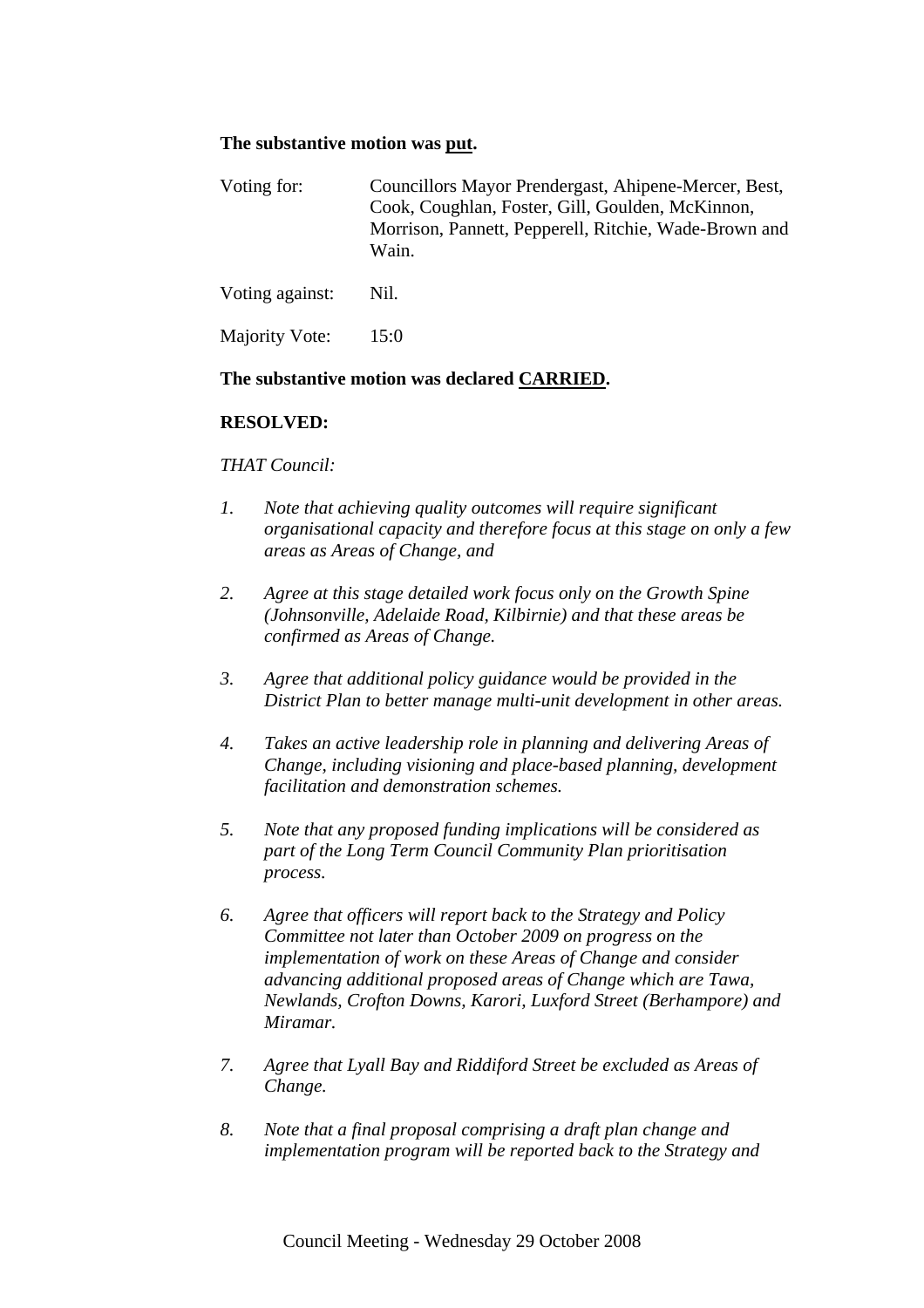**The substantive motion was <u>put</u>.**

| | |
|---|---|
| Voting for: | Councillors Mayor Prendergast, Ahipene-Mercer, Best, Cook, Coughlan, Foster, Gill, Goulden, McKinnon, Morrison, Pannett, Pepperell, Ritchie, Wade-Brown and Wain. |
| Voting against: | Nil. |
| Majority Vote: | 15:0 |

**The substantive motion was declared <u>CARRIED</u>.**

**RESOLVED:**

*THAT Council:*

1. *Note that achieving quality outcomes will require significant organisational capacity and therefore focus at this stage on only a few areas as Areas of Change, and*

2. *Agree at this stage detailed work focus only on the Growth Spine (Johnsonville, Adelaide Road, Kilbirnie) and that these areas be confirmed as Areas of Change.*

3. *Agree that additional policy guidance would be provided in the District Plan to better manage multi-unit development in other areas.*

4. *Takes an active leadership role in planning and delivering Areas of Change, including visioning and place-based planning, development facilitation and demonstration schemes.*

5. *Note that any proposed funding implications will be considered as part of the Long Term Council Community Plan prioritisation process.*

6. *Agree that officers will report back to the Strategy and Policy Committee not later than October 2009 on progress on the implementation of work on these Areas of Change and consider advancing additional proposed areas of Change which are Tawa, Newlands, Crofton Downs, Karori, Luxford Street (Berhampore) and Miramar.*

7. *Agree that Lyall Bay and Riddiford Street be excluded as Areas of Change.*

8. *Note that a final proposal comprising a draft plan change and implementation program will be reported back to the Strategy and*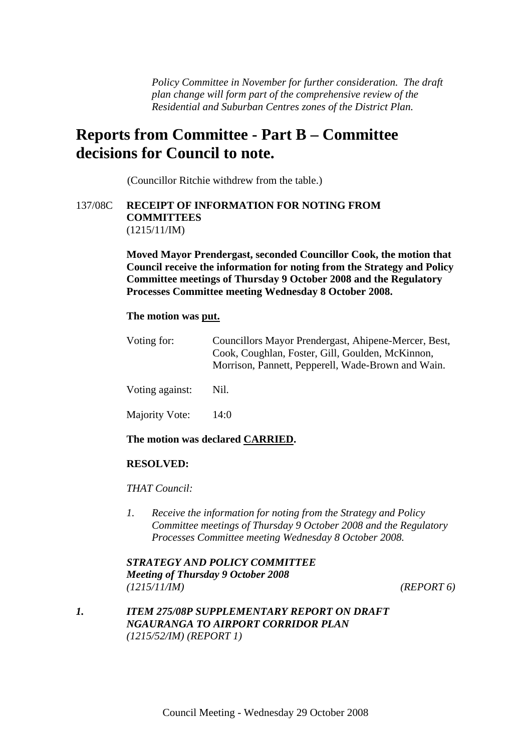*Policy Committee in November for further consideration. The draft plan change will form part of the comprehensive review of the Residential and Suburban Centres zones of the District Plan.*

# Reports from Committee - Part B – Committee decisions for Council to note.

(Councillor Ritchie withdrew from the table.)

137/08C **RECEIPT OF INFORMATION FOR NOTING FROM COMMITTEES**
(1215/11/IM)

**Moved Mayor Prendergast, seconded Councillor Cook, the motion that Council receive the information for noting from the Strategy and Policy Committee meetings of Thursday 9 October 2008 and the Regulatory Processes Committee meeting Wednesday 8 October 2008.**

**The motion was put.**

Voting for: Councillors Mayor Prendergast, Ahipene-Mercer, Best, Cook, Coughlan, Foster, Gill, Goulden, McKinnon, Morrison, Pannett, Pepperell, Wade-Brown and Wain.

Voting against: Nil.

Majority Vote: 14:0

**The motion was declared CARRIED.**

**RESOLVED:**

*THAT Council:*

1. *Receive the information for noting from the Strategy and Policy Committee meetings of Thursday 9 October 2008 and the Regulatory Processes Committee meeting Wednesday 8 October 2008.*

***STRATEGY AND POLICY COMMITTEE***
***Meeting of Thursday 9 October 2008***
*(1215/11/IM) (REPORT 6)*

***1. ITEM 275/08P SUPPLEMENTARY REPORT ON DRAFT NGAURANGA TO AIRPORT CORRIDOR PLAN***
*(1215/52/IM) (REPORT 1)*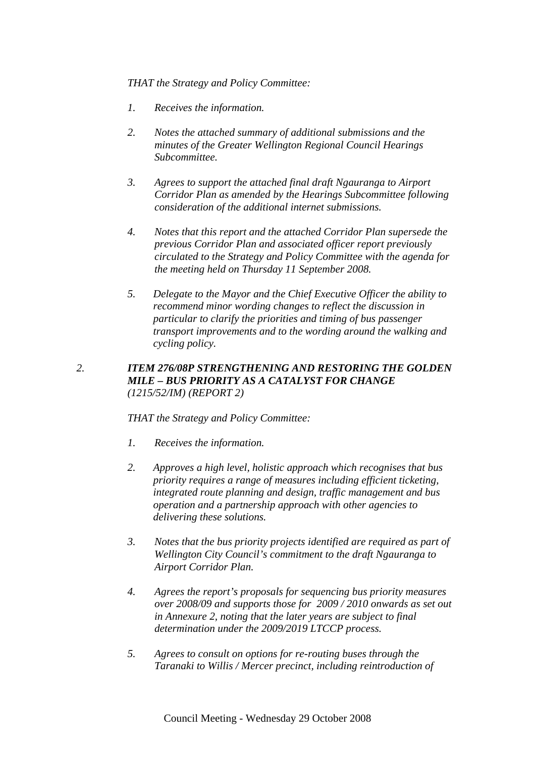*THAT the Strategy and Policy Committee:*

1. *Receives the information.*

2. *Notes the attached summary of additional submissions and the minutes of the Greater Wellington Regional Council Hearings Subcommittee.*

3. *Agrees to support the attached final draft Ngauranga to Airport Corridor Plan as amended by the Hearings Subcommittee following consideration of the additional internet submissions.*

4. *Notes that this report and the attached Corridor Plan supersede the previous Corridor Plan and associated officer report previously circulated to the Strategy and Policy Committee with the agenda for the meeting held on Thursday 11 September 2008.*

5. *Delegate to the Mayor and the Chief Executive Officer the ability to recommend minor wording changes to reflect the discussion in particular to clarify the priorities and timing of bus passenger transport improvements and to the wording around the walking and cycling policy.*

2. ***ITEM 276/08P STRENGTHENING AND RESTORING THE GOLDEN MILE – BUS PRIORITY AS A CATALYST FOR CHANGE*** *(1215/52/IM) (REPORT 2)*

*THAT the Strategy and Policy Committee:*

1. *Receives the information.*

2. *Approves a high level, holistic approach which recognises that bus priority requires a range of measures including efficient ticketing, integrated route planning and design, traffic management and bus operation and a partnership approach with other agencies to delivering these solutions.*

3. *Notes that the bus priority projects identified are required as part of Wellington City Council's commitment to the draft Ngauranga to Airport Corridor Plan.*

4. *Agrees the report's proposals for sequencing bus priority measures over 2008/09 and supports those for 2009 / 2010 onwards as set out in Annexure 2, noting that the later years are subject to final determination under the 2009/2019 LTCCP process.*

5. *Agrees to consult on options for re-routing buses through the Taranaki to Willis / Mercer precinct, including reintroduction of*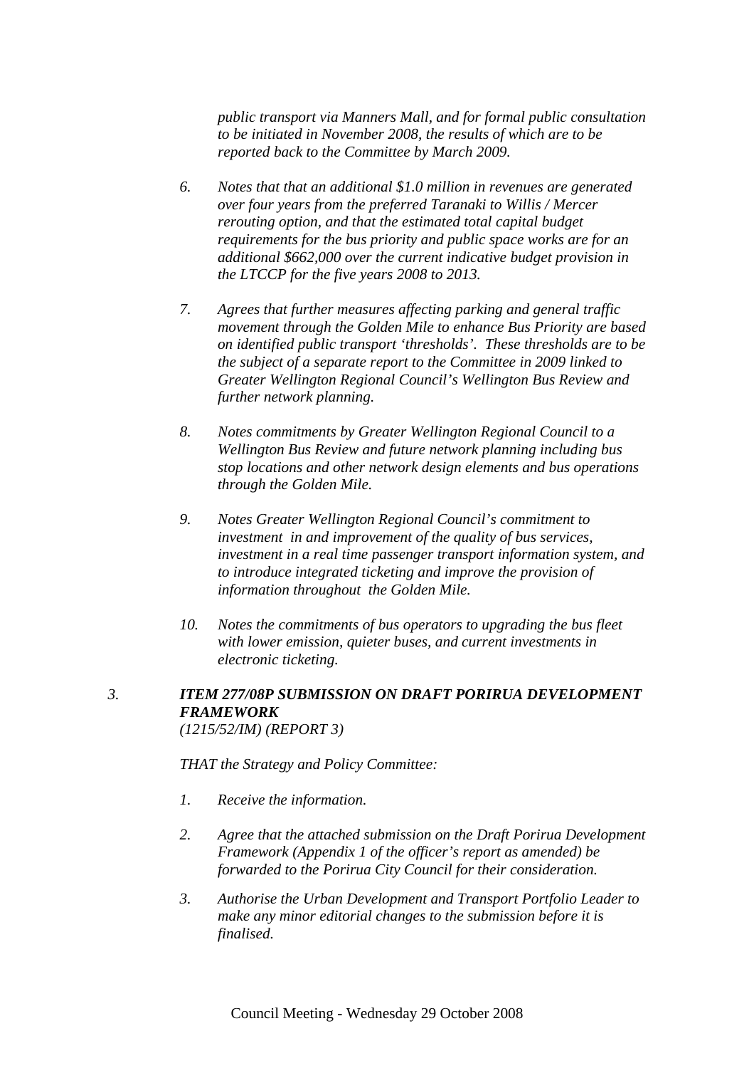*public transport via Manners Mall, and for formal public consultation to be initiated in November 2008, the results of which are to be reported back to the Committee by March 2009.*

6. *Notes that that an additional $1.0 million in revenues are generated over four years from the preferred Taranaki to Willis / Mercer rerouting option, and that the estimated total capital budget requirements for the bus priority and public space works are for an additional $662,000 over the current indicative budget provision in the LTCCP for the five years 2008 to 2013.*

7. *Agrees that further measures affecting parking and general traffic movement through the Golden Mile to enhance Bus Priority are based on identified public transport 'thresholds'. These thresholds are to be the subject of a separate report to the Committee in 2009 linked to Greater Wellington Regional Council's Wellington Bus Review and further network planning.*

8. *Notes commitments by Greater Wellington Regional Council to a Wellington Bus Review and future network planning including bus stop locations and other network design elements and bus operations through the Golden Mile.*

9. *Notes Greater Wellington Regional Council's commitment to investment in and improvement of the quality of bus services, investment in a real time passenger transport information system, and to introduce integrated ticketing and improve the provision of information throughout the Golden Mile.*

10. *Notes the commitments of bus operators to upgrading the bus fleet with lower emission, quieter buses, and current investments in electronic ticketing.*

### 3. ***ITEM 277/08P SUBMISSION ON DRAFT PORIRUA DEVELOPMENT FRAMEWORK***

*(1215/52/IM) (REPORT 3)*

*THAT the Strategy and Policy Committee:*

1. *Receive the information.*

2. *Agree that the attached submission on the Draft Porirua Development Framework (Appendix 1 of the officer's report as amended) be forwarded to the Porirua City Council for their consideration.*

3. *Authorise the Urban Development and Transport Portfolio Leader to make any minor editorial changes to the submission before it is finalised.*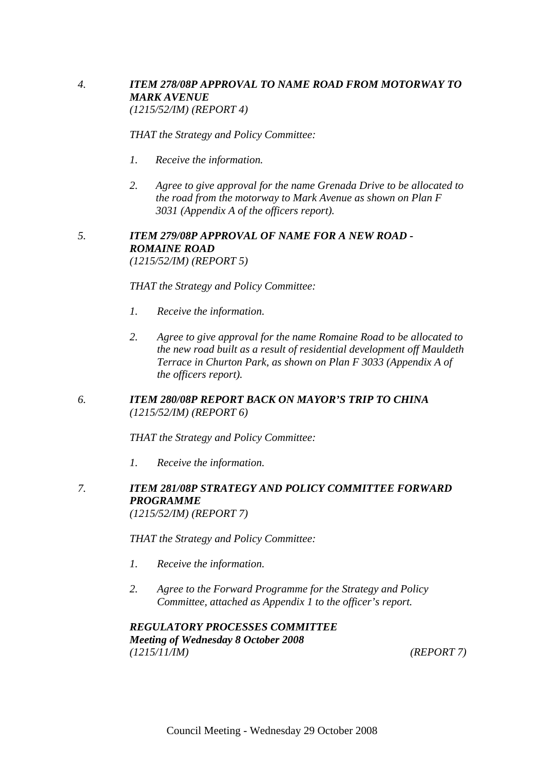4. ***ITEM 278/08P APPROVAL TO NAME ROAD FROM MOTORWAY TO MARK AVENUE***
*(1215/52/IM) (REPORT 4)*

*THAT the Strategy and Policy Committee:*

1. *Receive the information.*

2. *Agree to give approval for the name Grenada Drive to be allocated to the road from the motorway to Mark Avenue as shown on Plan F 3031 (Appendix A of the officers report).*

5. ***ITEM 279/08P APPROVAL OF NAME FOR A NEW ROAD - ROMAINE ROAD***
*(1215/52/IM) (REPORT 5)*

*THAT the Strategy and Policy Committee:*

1. *Receive the information.*

2. *Agree to give approval for the name Romaine Road to be allocated to the new road built as a result of residential development off Mauldeth Terrace in Churton Park, as shown on Plan F 3033 (Appendix A of the officers report).*

6. ***ITEM 280/08P REPORT BACK ON MAYOR'S TRIP TO CHINA***
*(1215/52/IM) (REPORT 6)*

*THAT the Strategy and Policy Committee:*

1. *Receive the information.*

7. ***ITEM 281/08P STRATEGY AND POLICY COMMITTEE FORWARD PROGRAMME***
*(1215/52/IM) (REPORT 7)*

*THAT the Strategy and Policy Committee:*

1. *Receive the information.*

2. *Agree to the Forward Programme for the Strategy and Policy Committee, attached as Appendix 1 to the officer's report.*

***REGULATORY PROCESSES COMMITTEE***
***Meeting of Wednesday 8 October 2008***
*(1215/11/IM)* *(REPORT 7)*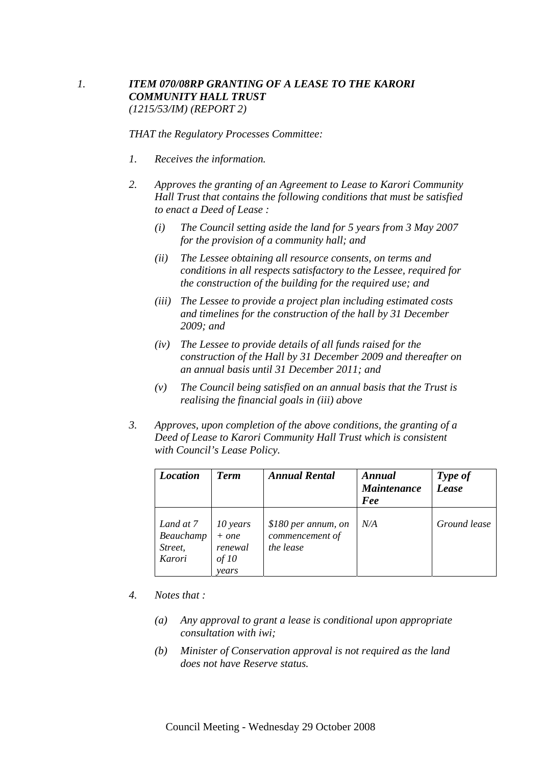1. ***ITEM 070/08RP GRANTING OF A LEASE TO THE KARORI COMMUNITY HALL TRUST***
*(1215/53/IM) (REPORT 2)*

*THAT the Regulatory Processes Committee:*

1. *Receives the information.*

2. *Approves the granting of an Agreement to Lease to Karori Community Hall Trust that contains the following conditions that must be satisfied to enact a Deed of Lease :*

   (i) *The Council setting aside the land for 5 years from 3 May 2007 for the provision of a community hall; and*

   (ii) *The Lessee obtaining all resource consents, on terms and conditions in all respects satisfactory to the Lessee, required for the construction of the building for the required use; and*

   (iii) *The Lessee to provide a project plan including estimated costs and timelines for the construction of the hall by 31 December 2009; and*

   (iv) *The Lessee to provide details of all funds raised for the construction of the Hall by 31 December 2009 and thereafter on an annual basis until 31 December 2011; and*

   (v) *The Council being satisfied on an annual basis that the Trust is realising the financial goals in (iii) above*

3. *Approves, upon completion of the above conditions, the granting of a Deed of Lease to Karori Community Hall Trust which is consistent with Council's Lease Policy.*

| ***Location*** | ***Term*** | ***Annual Rental*** | ***Annual Maintenance Fee*** | ***Type of Lease*** |
|---|---|---|---|---|
| *Land at 7 Beauchamp Street, Karori* | *10 years + one renewal of 10 years* | *$180 per annum, on commencement of the lease* | *N/A* | *Ground lease* |

4. *Notes that :*

   (a) *Any approval to grant a lease is conditional upon appropriate consultation with iwi;*

   (b) *Minister of Conservation approval is not required as the land does not have Reserve status.*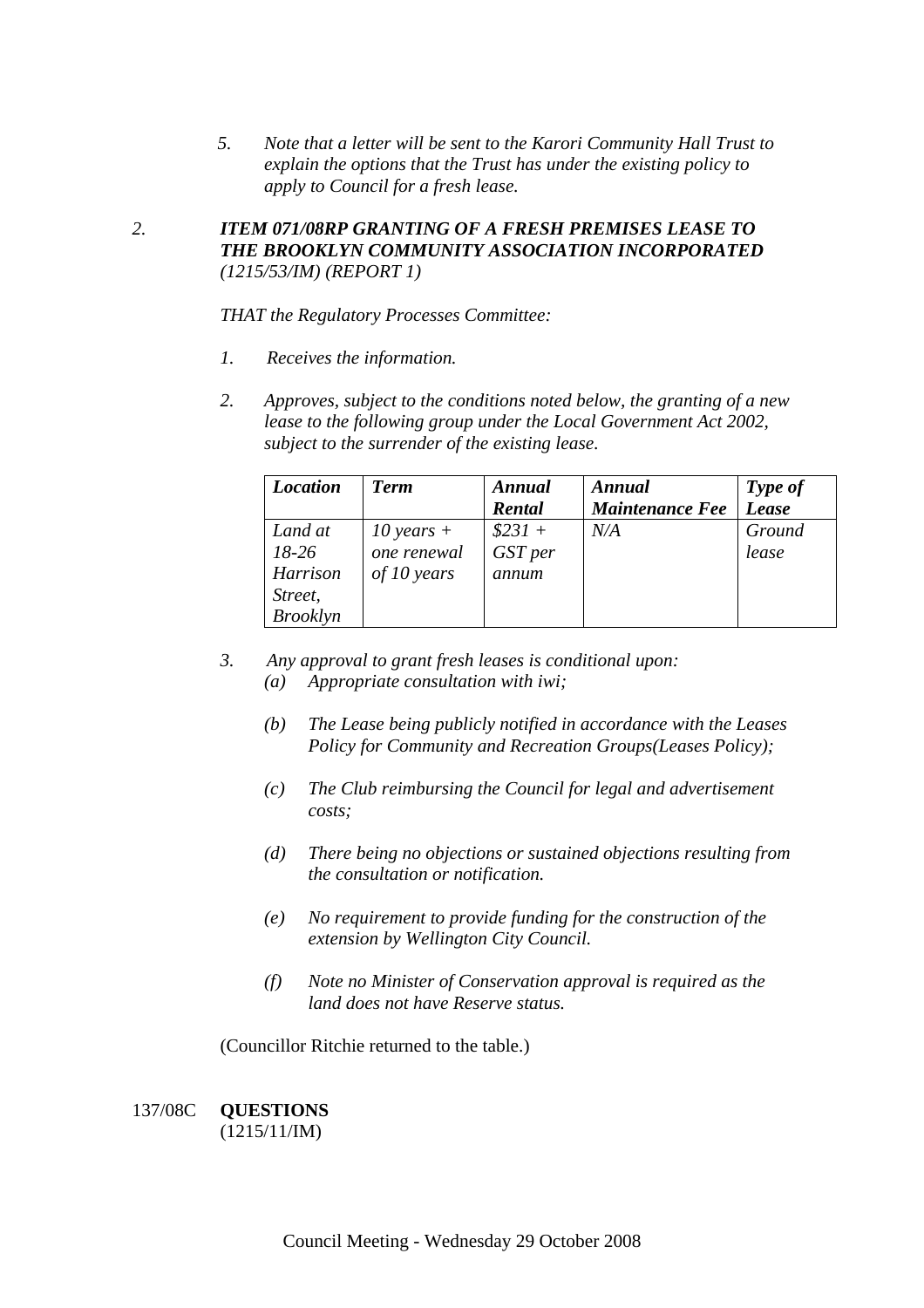5. *Note that a letter will be sent to the Karori Community Hall Trust to explain the options that the Trust has under the existing policy to apply to Council for a fresh lease.*

2. ***ITEM 071/08RP GRANTING OF A FRESH PREMISES LEASE TO THE BROOKLYN COMMUNITY ASSOCIATION INCORPORATED*** *(1215/53/IM) (REPORT 1)*

*THAT the Regulatory Processes Committee:*

1. *Receives the information.*

2. *Approves, subject to the conditions noted below, the granting of a new lease to the following group under the Local Government Act 2002, subject to the surrender of the existing lease.*

| ***Location*** | ***Term*** | ***Annual Rental*** | ***Annual Maintenance Fee*** | ***Type of Lease*** |
|---|---|---|---|---|
| *Land at 18-26 Harrison Street, Brooklyn* | *10 years + one renewal of 10 years* | *$231 + GST per annum* | *N/A* | *Ground lease* |

3. *Any approval to grant fresh leases is conditional upon:*
   - *(a) Appropriate consultation with iwi;*
   - *(b) The Lease being publicly notified in accordance with the Leases Policy for Community and Recreation Groups(Leases Policy);*
   - *(c) The Club reimbursing the Council for legal and advertisement costs;*
   - *(d) There being no objections or sustained objections resulting from the consultation or notification.*
   - *(e) No requirement to provide funding for the construction of the extension by Wellington City Council.*
   - *(f) Note no Minister of Conservation approval is required as the land does not have Reserve status.*

(Councillor Ritchie returned to the table.)

137/08C **QUESTIONS**
(1215/11/IM)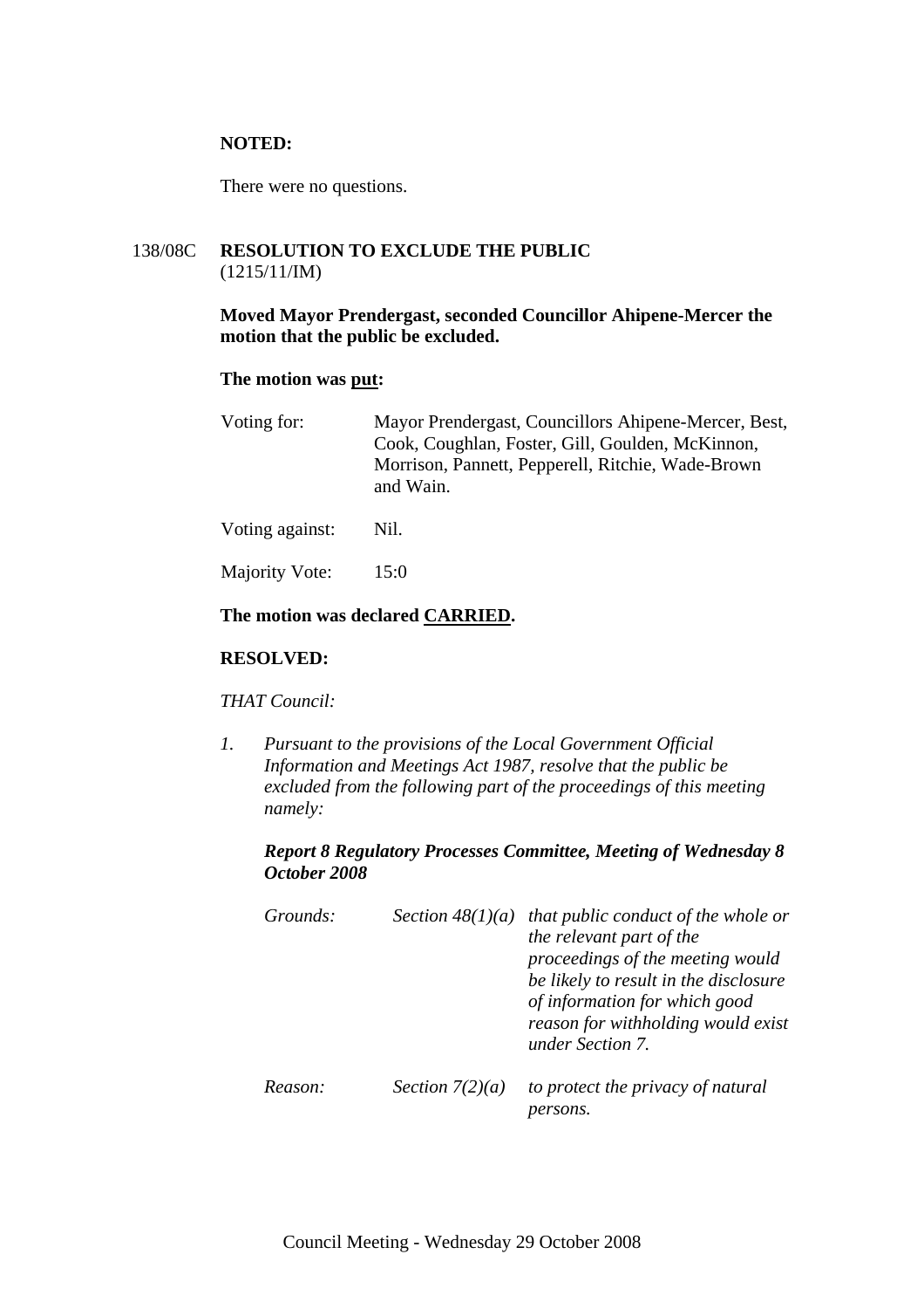**NOTED:**

There were no questions.

138/08C **RESOLUTION TO EXCLUDE THE PUBLIC**
(1215/11/IM)

**Moved Mayor Prendergast, seconded Councillor Ahipene-Mercer the motion that the public be excluded.**

**The motion was put:**

| | |
|---|---|
| Voting for: | Mayor Prendergast, Councillors Ahipene-Mercer, Best, Cook, Coughlan, Foster, Gill, Goulden, McKinnon, Morrison, Pannett, Pepperell, Ritchie, Wade-Brown and Wain. |
| Voting against: | Nil. |
| Majority Vote: | 15:0 |

**The motion was declared CARRIED.**

**RESOLVED:**

*THAT Council:*

*1. Pursuant to the provisions of the Local Government Official Information and Meetings Act 1987, resolve that the public be excluded from the following part of the proceedings of this meeting namely:*

***Report 8 Regulatory Processes Committee, Meeting of Wednesday 8 October 2008***

| | | |
|---|---|---|
| *Grounds:* | *Section 48(1)(a)* | *that public conduct of the whole or the relevant part of the proceedings of the meeting would be likely to result in the disclosure of information for which good reason for withholding would exist under Section 7.* |
| *Reason:* | *Section 7(2)(a)* | *to protect the privacy of natural persons.* |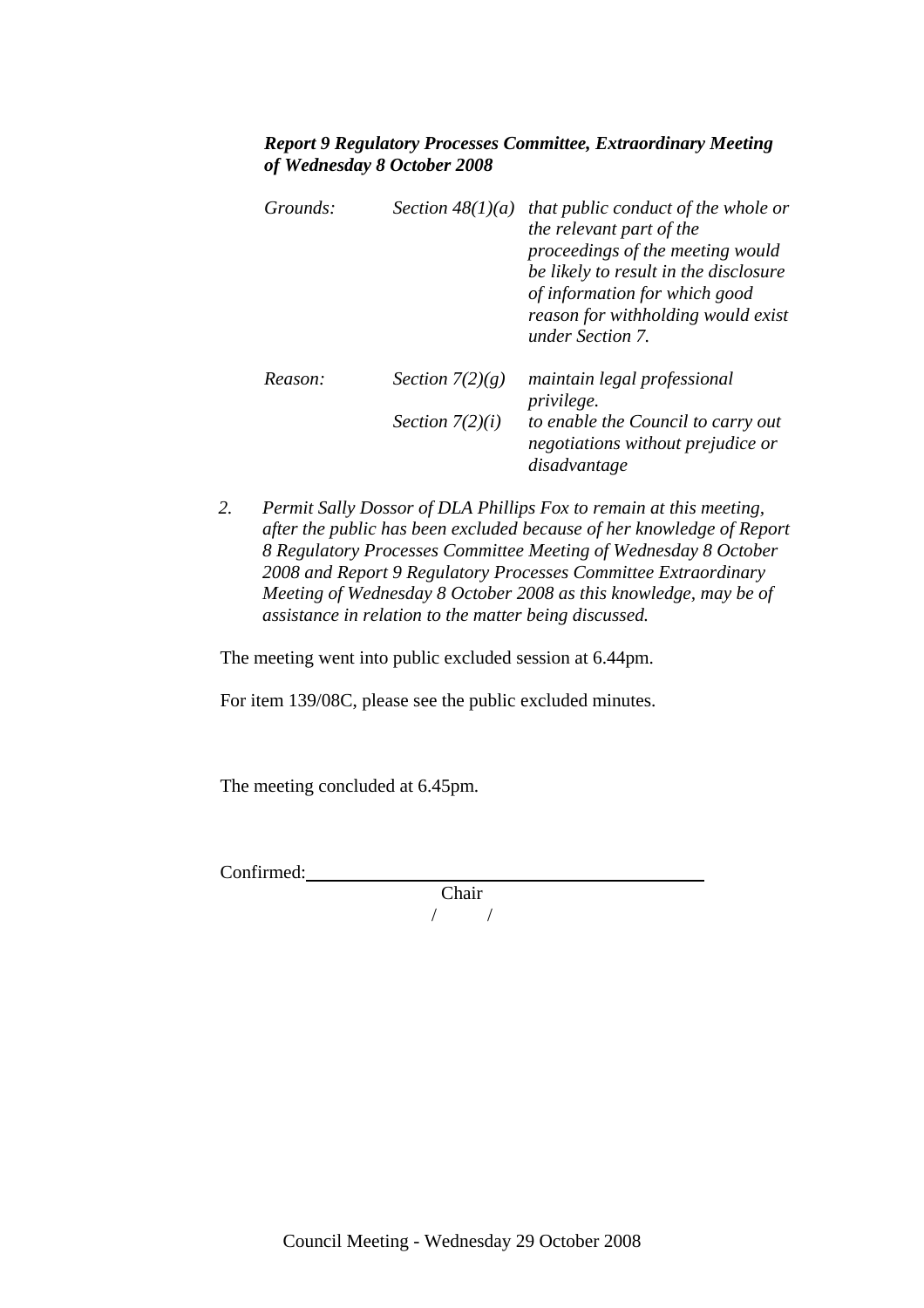***Report 9 Regulatory Processes Committee, Extraordinary Meeting of Wednesday 8 October 2008***

| | | |
|---|---|---|
| *Grounds:* | *Section 48(1)(a)* | *that public conduct of the whole or the relevant part of the proceedings of the meeting would be likely to result in the disclosure of information for which good reason for withholding would exist under Section 7.* |
| *Reason:* | *Section 7(2)(g)* | *maintain legal professional privilege.* |
| | *Section 7(2)(i)* | *to enable the Council to carry out negotiations without prejudice or disadvantage* |

*2. Permit Sally Dossor of DLA Phillips Fox to remain at this meeting, after the public has been excluded because of her knowledge of Report 8 Regulatory Processes Committee Meeting of Wednesday 8 October 2008 and Report 9 Regulatory Processes Committee Extraordinary Meeting of Wednesday 8 October 2008 as this knowledge, may be of assistance in relation to the matter being discussed.*

The meeting went into public excluded session at 6.44pm.

For item 139/08C, please see the public excluded minutes.

The meeting concluded at 6.45pm.

Confirmed: ______________________________

Chair

/ /